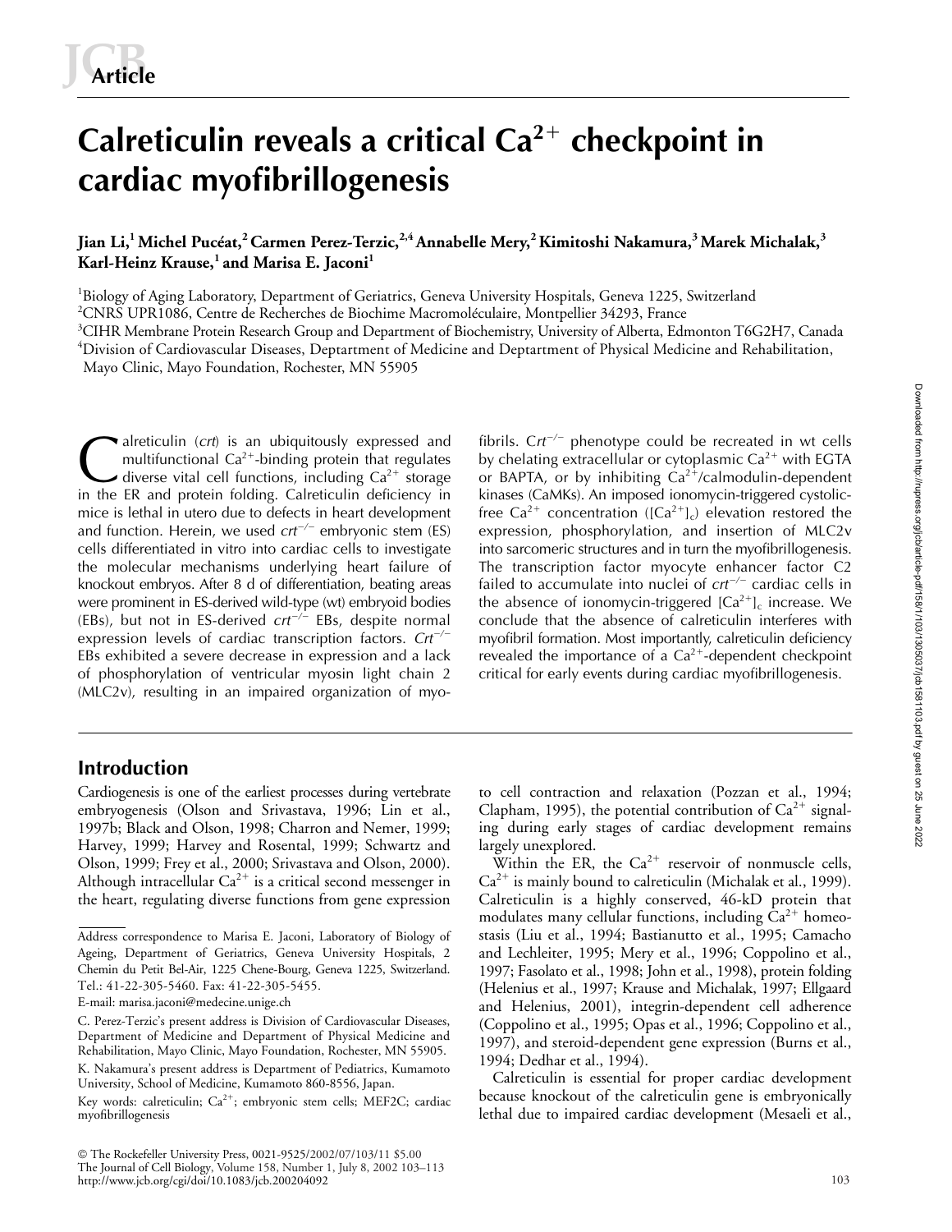Article

# Calreticulin reveals a critical $Ca^{2+}$ checkpoint in cardiac myofibrillogenesis

**Jian Li,[1] Michel Pucéat,[2] Carmen Perez-Terzic,[2,4] Annabelle Mery,[2] Kimitoshi Nakamura,[3] Marek Michalak,[3] Karl-Heinz Krause,[1] and Marisa E. Jaconi[1]**

[1]Biology of Aging Laboratory, Department of Geriatrics, Geneva University Hospitals, Geneva 1225, Switzerland
[2]CNRS UPR1086, Centre de Recherches de Biochime Macromoléculaire, Montpellier 34293, France
[3]CIHR Membrane Protein Research Group and Department of Biochemistry, University of Alberta, Edmonton T6G2H7, Canada
[4]Division of Cardiovascular Diseases, Deptartment of Medicine and Deptartment of Physical Medicine and Rehabilitation, Mayo Clinic, Mayo Foundation, Rochester, MN 55905

Calreticulin (*crt*) is an ubiquitously expressed and multifunctional $Ca^{2+}$-binding protein that regulates diverse vital cell functions, including $Ca^{2+}$ storage in the ER and protein folding. Calreticulin deficiency in mice is lethal in utero due to defects in heart development and function. Herein, we used $crt^{-/-}$ embryonic stem (ES) cells differentiated in vitro into cardiac cells to investigate the molecular mechanisms underlying heart failure of knockout embryos. After 8 d of differentiation, beating areas were prominent in ES-derived wild-type (wt) embryoid bodies (EBs), but not in ES-derived $crt^{-/-}$ EBs, despite normal expression levels of cardiac transcription factors. $Crt^{-/-}$ EBs exhibited a severe decrease in expression and a lack of phosphorylation of ventricular myosin light chain 2 (MLC2v), resulting in an impaired organization of myofibrils. $Crt^{-/-}$ phenotype could be recreated in wt cells by chelating extracellular or cytoplasmic $Ca^{2+}$ with EGTA or BAPTA, or by inhibiting $Ca^{2+}$/calmodulin-dependent kinases (CaMKs). An imposed ionomycin-triggered cystolic-free $Ca^{2+}$ concentration ($[Ca^{2+}]_c$) elevation restored the expression, phosphorylation, and insertion of MLC2v into sarcomeric structures and in turn the myofibrillogenesis. The transcription factor myocyte enhancer factor C2 failed to accumulate into nuclei of $crt^{-/-}$ cardiac cells in the absence of ionomycin-triggered $[Ca^{2+}]_c$ increase. We conclude that the absence of calreticulin interferes with myofibril formation. Most importantly, calreticulin deficiency revealed the importance of a $Ca^{2+}$-dependent checkpoint critical for early events during cardiac myofibrillogenesis.

## Introduction

Cardiogenesis is one of the earliest processes during vertebrate embryogenesis (Olson and Srivastava, 1996; Lin et al., 1997b; Black and Olson, 1998; Charron and Nemer, 1999; Harvey, 1999; Harvey and Rosental, 1999; Schwartz and Olson, 1999; Frey et al., 2000; Srivastava and Olson, 2000). Although intracellular $Ca^{2+}$ is a critical second messenger in the heart, regulating diverse functions from gene expression to cell contraction and relaxation (Pozzan et al., 1994; Clapham, 1995), the potential contribution of $Ca^{2+}$ signaling during early stages of cardiac development remains largely unexplored.

Within the ER, the $Ca^{2+}$ reservoir of nonmuscle cells, $Ca^{2+}$ is mainly bound to calreticulin (Michalak et al., 1999). Calreticulin is a highly conserved, 46-kD protein that modulates many cellular functions, including $Ca^{2+}$ homeostasis (Liu et al., 1994; Bastianutto et al., 1995; Camacho and Lechleiter, 1995; Mery et al., 1996; Coppolino et al., 1997; Fasolato et al., 1998; John et al., 1998), protein folding (Helenius et al., 1997; Krause and Michalak, 1997; Ellgaard and Helenius, 2001), integrin-dependent cell adherence (Coppolino et al., 1995; Opas et al., 1996; Coppolino et al., 1997), and steroid-dependent gene expression (Burns et al., 1994; Dedhar et al., 1994).

Calreticulin is essential for proper cardiac development because knockout of the calreticulin gene is embryonically lethal due to impaired cardiac development (Mesaeli et al.,

Address correspondence to Marisa E. Jaconi, Laboratory of Biology of Ageing, Department of Geriatrics, Geneva University Hospitals, 2 Chemin du Petit Bel-Air, 1225 Chene-Bourg, Geneva 1225, Switzerland. Tel.: 41-22-305-5460. Fax: 41-22-305-5455.
E-mail: marisa.jaconi@medecine.unige.ch

C. Perez-Terzic's present address is Division of Cardiovascular Diseases, Department of Medicine and Department of Physical Medicine and Rehabilitation, Mayo Clinic, Mayo Foundation, Rochester, MN 55905.

K. Nakamura's present address is Department of Pediatrics, Kumamoto University, School of Medicine, Kumamoto 860-8556, Japan.

Key words: calreticulin; $Ca^{2+}$; embryonic stem cells; MEF2C; cardiac myofibrillogenesis

© The Rockefeller University Press, 0021-9525/2002/07/103/11 $5.00
The Journal of Cell Biology, Volume 158, Number 1, July 8, 2002 103–113
http://www.jcb.org/cgi/doi/10.1083/jcb.200204092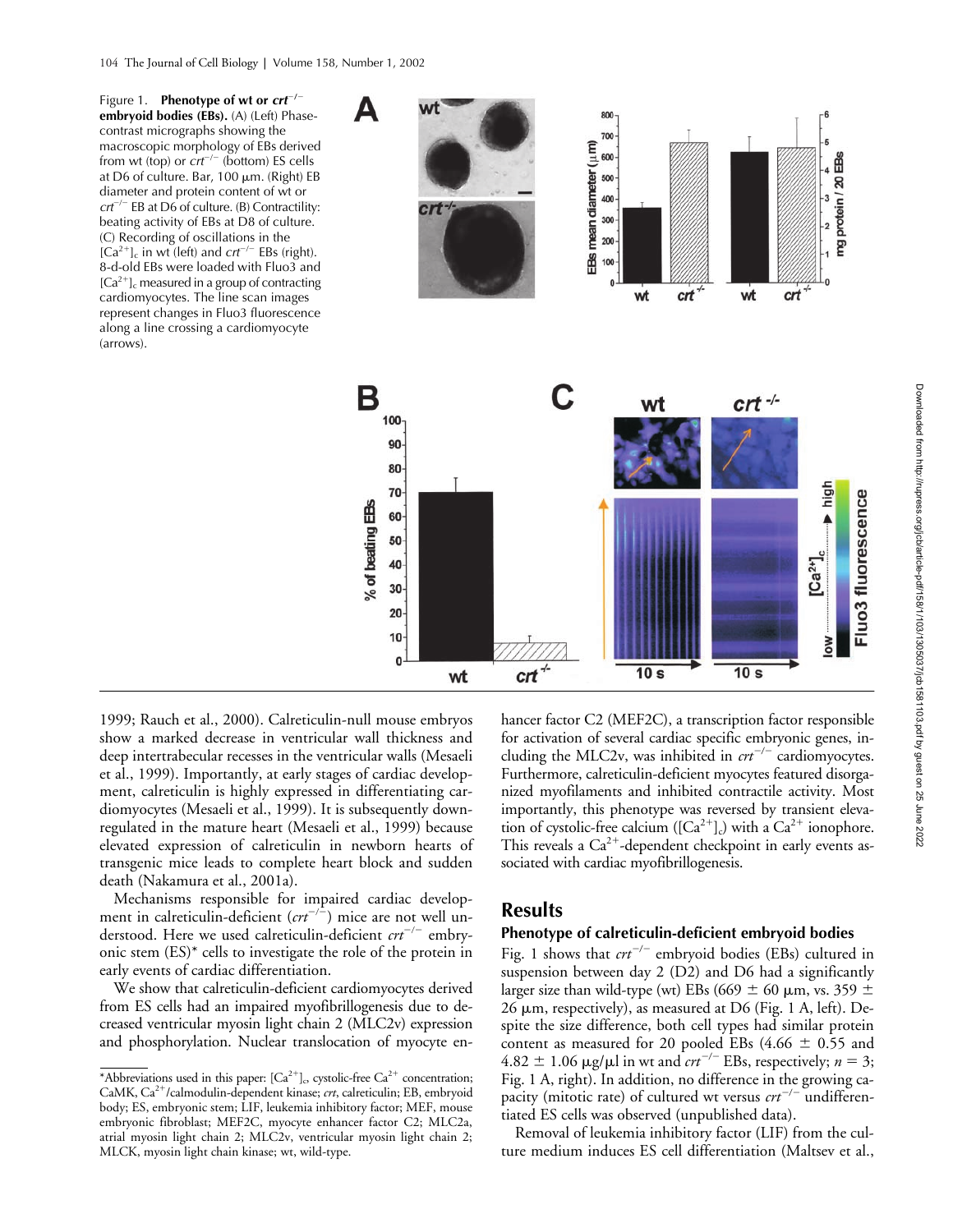Figure 1. **Phenotype of wt or $crt^{-/-}$ embryoid bodies (EBs).** (A) (Left) Phase-contrast micrographs showing the macroscopic morphology of EBs derived from wt (top) or $crt^{-/-}$ (bottom) ES cells at D6 of culture. Bar, 100 μm. (Right) EB diameter and protein content of wt or $crt^{-/-}$ EB at D6 of culture. (B) Contractility: beating activity of EBs at D8 of culture. (C) Recording of oscillations in the $[Ca^{2+}]_c$ in wt (left) and $crt^{-/-}$ EBs (right). 8-d-old EBs were loaded with Fluo3 and $[Ca^{2+}]_c$ measured in a group of contracting cardiomyocytes. The line scan images represent changes in Fluo3 fluorescence along a line crossing a cardiomyocyte (arrows).

A

wt

crt-/-

EBs mean diameter (μm)

0
100
200
300
400
500
600
700
800

mg protein / 20 EBs

0
1
2
3
4
5
6

wt crt-/- wt crt-/-

B

% of beating EBs

0
10
20
30
40
50
60
70
80
90
100

wt crt-/-

C

wt crt-/-

10 s 10 s

low $[Ca^{2+}]_c$ high

Fluo3 fluorescence

1999; Rauch et al., 2000). Calreticulin-null mouse embryos show a marked decrease in ventricular wall thickness and deep intertrabecular recesses in the ventricular walls (Mesaeli et al., 1999). Importantly, at early stages of cardiac development, calreticulin is highly expressed in differentiating cardiomyocytes (Mesaeli et al., 1999). It is subsequently downregulated in the mature heart (Mesaeli et al., 1999) because elevated expression of calreticulin in newborn hearts of transgenic mice leads to complete heart block and sudden death (Nakamura et al., 2001a).

Mechanisms responsible for impaired cardiac development in calreticulin-deficient ($crt^{-/-}$) mice are not well understood. Here we used calreticulin-deficient $crt^{-/-}$ embryonic stem (ES)* cells to investigate the role of the protein in early events of cardiac differentiation.

We show that calreticulin-deficient cardiomyocytes derived from ES cells had an impaired myofibrillogenesis due to decreased ventricular myosin light chain 2 (MLC2v) expression and phosphorylation. Nuclear translocation of myocyte enhancer factor C2 (MEF2C), a transcription factor responsible for activation of several cardiac specific embryonic genes, including the MLC2v, was inhibited in $crt^{-/-}$ cardiomyocytes. Furthermore, calreticulin-deficient myocytes featured disorganized myofilaments and inhibited contractile activity. Most importantly, this phenotype was reversed by transient elevation of cystolic-free calcium ($[Ca^{2+}]_c$) with a $Ca^{2+}$ ionophore. This reveals a $Ca^{2+}$-dependent checkpoint in early events associated with cardiac myofibrillogenesis.

## Results

### Phenotype of calreticulin-deficient embryoid bodies

Fig. 1 shows that $crt^{-/-}$ embryoid bodies (EBs) cultured in suspension between day 2 (D2) and D6 had a significantly larger size than wild-type (wt) EBs (669 ± 60 μm, vs. 359 ± 26 μm, respectively), as measured at D6 (Fig. 1 A, left). Despite the size difference, both cell types had similar protein content as measured for 20 pooled EBs (4.66 ± 0.55 and 4.82 ± 1.06 μg/μl in wt and $crt^{-/-}$ EBs, respectively; $n = 3$; Fig. 1 A, right). In addition, no difference in the growing capacity (mitotic rate) of cultured wt versus $crt^{-/-}$ undifferentiated ES cells was observed (unpublished data).

Removal of leukemia inhibitory factor (LIF) from the culture medium induces ES cell differentiation (Maltsev et al.,

*Abbreviations used in this paper: $[Ca^{2+}]_c$, cystolic-free $Ca^{2+}$ concentration; CaMK, $Ca^{2+}$/calmodulin-dependent kinase; *crt*, calreticulin; EB, embryoid body; ES, embryonic stem; LIF, leukemia inhibitory factor; MEF, mouse embryonic fibroblast; MEF2C, myocyte enhancer factor C2; MLC2a, atrial myosin light chain 2; MLC2v, ventricular myosin light chain 2; MLCK, myosin light chain kinase; wt, wild-type.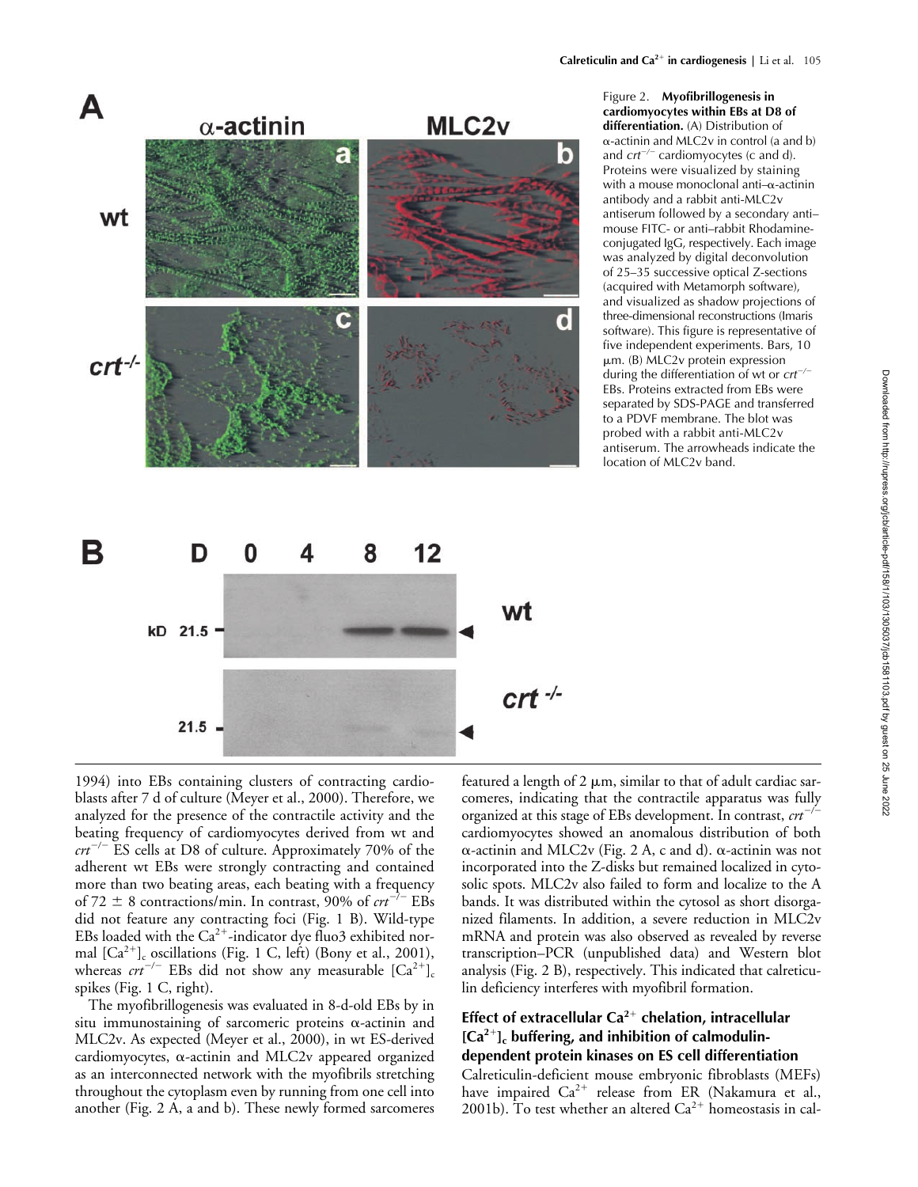Figure 2. **Myofibrillogenesis in cardiomyocytes within EBs at D8 of differentiation.** (A) Distribution of α-actinin and MLC2v in control (a and b) and *crt*$^{-/-}$ cardiomyocytes (c and d). Proteins were visualized by staining with a mouse monoclonal anti–α-actinin antibody and a rabbit anti-MLC2v antiserum followed by a secondary anti–mouse FITC- or anti–rabbit Rhodamine-conjugated IgG, respectively. Each image was analyzed by digital deconvolution of 25–35 successive optical Z-sections (acquired with Metamorph software), and visualized as shadow projections of three-dimensional reconstructions (Imaris software). This figure is representative of five independent experiments. Bars, 10 μm. (B) MLC2v protein expression during the differentiation of wt or *crt*$^{-/-}$ EBs. Proteins extracted from EBs were separated by SDS-PAGE and transferred to a PDVF membrane. The blot was probed with a rabbit anti-MLC2v antiserum. The arrowheads indicate the location of MLC2v band.

1994) into EBs containing clusters of contracting cardioblasts after 7 d of culture (Meyer et al., 2000). Therefore, we analyzed for the presence of the contractile activity and the beating frequency of cardiomyocytes derived from wt and *crt*$^{-/-}$ ES cells at D8 of culture. Approximately 70% of the adherent wt EBs were strongly contracting and contained more than two beating areas, each beating with a frequency of 72 ± 8 contractions/min. In contrast, 90% of *crt*$^{-/-}$ EBs did not feature any contracting foci (Fig. 1 B). Wild-type EBs loaded with the $Ca^{2+}$-indicator dye fluo3 exhibited normal $[Ca^{2+}]_c$ oscillations (Fig. 1 C, left) (Bony et al., 2001), whereas *crt*$^{-/-}$ EBs did not show any measurable $[Ca^{2+}]_c$ spikes (Fig. 1 C, right).

The myofibrillogenesis was evaluated in 8-d-old EBs by in situ immunostaining of sarcomeric proteins α-actinin and MLC2v. As expected (Meyer et al., 2000), in wt ES-derived cardiomyocytes, α-actinin and MLC2v appeared organized as an interconnected network with the myofibrils stretching throughout the cytoplasm even by running from one cell into another (Fig. 2 A, a and b). These newly formed sarcomeres featured a length of 2 μm, similar to that of adult cardiac sarcomeres, indicating that the contractile apparatus was fully organized at this stage of EBs development. In contrast, *crt*$^{-/-}$ cardiomyocytes showed an anomalous distribution of both α-actinin and MLC2v (Fig. 2 A, c and d). α-actinin was not incorporated into the Z-disks but remained localized in cytosolic spots. MLC2v also failed to form and localize to the A bands. It was distributed within the cytosol as short disorganized filaments. In addition, a severe reduction in MLC2v mRNA and protein was also observed as revealed by reverse transcription–PCR (unpublished data) and Western blot analysis (Fig. 2 B), respectively. This indicated that calreticulin deficiency interferes with myofibril formation.

### Effect of extracellular $Ca^{2+}$ chelation, intracellular $[Ca^{2+}]_c$ buffering, and inhibition of calmodulin-dependent protein kinases on ES cell differentiation

Calreticulin-deficient mouse embryonic fibroblasts (MEFs) have impaired $Ca^{2+}$ release from ER (Nakamura et al., 2001b). To test whether an altered $Ca^{2+}$ homeostasis in cal-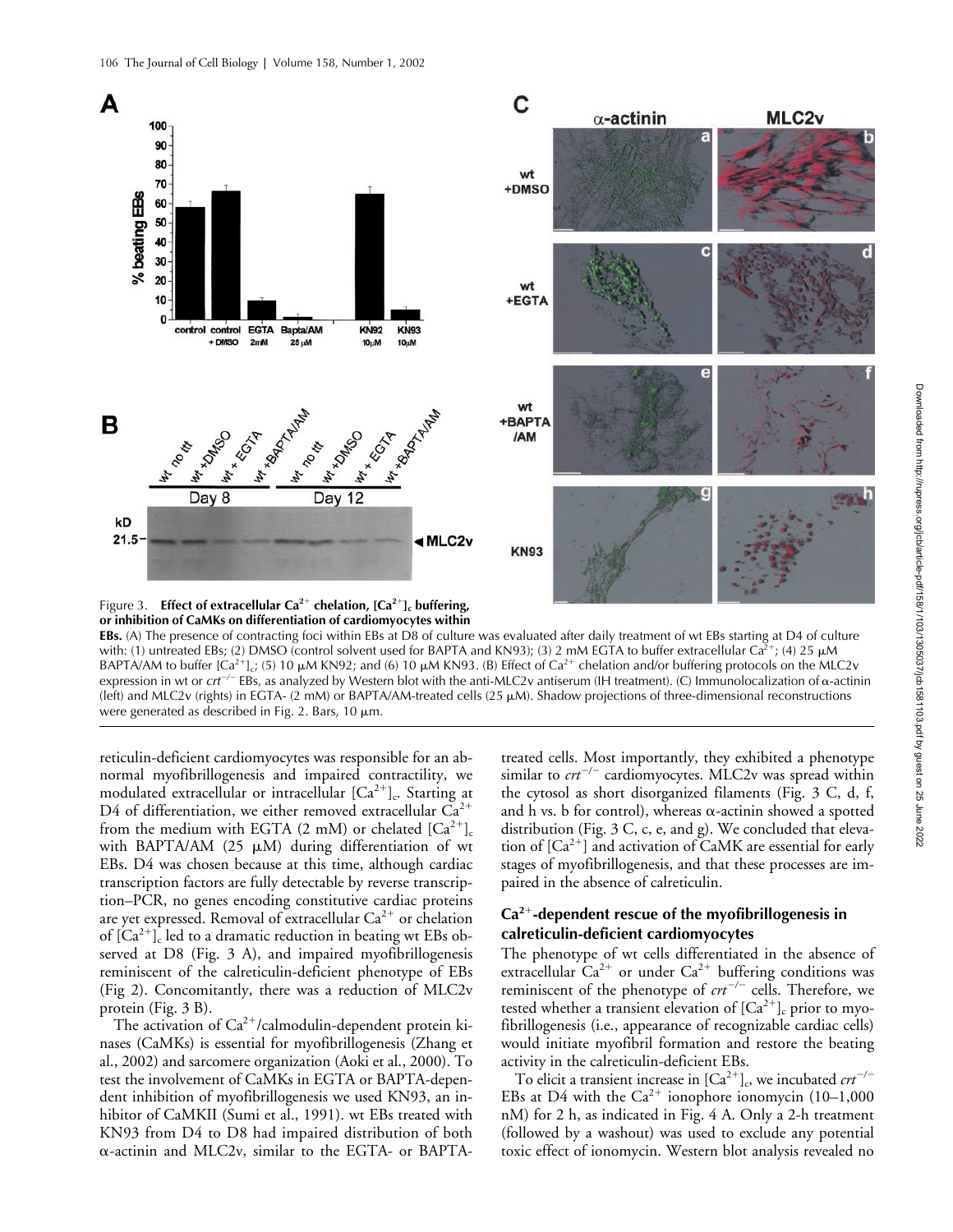Figure 3. **Effect of extracellular $Ca^{2+}$ chelation, $[Ca^{2+}]_c$ buffering, or inhibition of CaMKs on differentiation of cardiomyocytes within EBs.** (A) The presence of contracting foci within EBs at D8 of culture was evaluated after daily treatment of wt EBs starting at D4 of culture with: (1) untreated EBs; (2) DMSO (control solvent used for BAPTA and KN93); (3) 2 mM EGTA to buffer extracellular $Ca^{2+}$; (4) 25 μM BAPTA/AM to buffer $[Ca^{2+}]_c$; (5) 10 μM KN92; and (6) 10 μM KN93. (B) Effect of $Ca^{2+}$ chelation and/or buffering protocols on the MLC2v expression in wt or *crt*$^{-/-}$ EBs, as analyzed by Western blot with the anti-MLC2v antiserum (IH treatment). (C) Immunolocalization of α-actinin (left) and MLC2v (rights) in EGTA- (2 mM) or BAPTA/AM-treated cells (25 μM). Shadow projections of three-dimensional reconstructions were generated as described in Fig. 2. Bars, 10 μm.

reticulin-deficient cardiomyocytes was responsible for an abnormal myofibrillogenesis and impaired contractility, we modulated extracellular or intracellular $[Ca^{2+}]_c$. Starting at D4 of differentiation, we either removed extracellular $Ca^{2+}$ from the medium with EGTA (2 mM) or chelated $[Ca^{2+}]_c$ with BAPTA/AM (25 μM) during differentiation of wt EBs. D4 was chosen because at this time, although cardiac transcription factors are fully detectable by reverse transcription–PCR, no genes encoding constitutive cardiac proteins are yet expressed. Removal of extracellular $Ca^{2+}$ or chelation of $[Ca^{2+}]_c$ led to a dramatic reduction in beating wt EBs observed at D8 (Fig. 3 A), and impaired myofibrillogenesis reminiscent of the calreticulin-deficient phenotype of EBs (Fig 2). Concomitantly, there was a reduction of MLC2v protein (Fig. 3 B).

The activation of $Ca^{2+}$/calmodulin-dependent protein kinases (CaMKs) is essential for myofibrillogenesis (Zhang et al., 2002) and sarcomere organization (Aoki et al., 2000). To test the involvement of CaMKs in EGTA or BAPTA-dependent inhibition of myofibrillogenesis we used KN93, an inhibitor of CaMKII (Sumi et al., 1991). wt EBs treated with KN93 from D4 to D8 had impaired distribution of both α-actinin and MLC2v, similar to the EGTA- or BAPTA-treated cells. Most importantly, they exhibited a phenotype similar to *crt*$^{-/-}$ cardiomyocytes. MLC2v was spread within the cytosol as short disorganized filaments (Fig. 3 C, d, f, and h vs. b for control), whereas α-actinin showed a spotted distribution (Fig. 3 C, c, e, and g). We concluded that elevation of $[Ca^{2+}]$ and activation of CaMK are essential for early stages of myofibrillogenesis, and that these processes are impaired in the absence of calreticulin.

## $Ca^{2+}$-dependent rescue of the myofibrillogenesis in calreticulin-deficient cardiomyocytes

The phenotype of wt cells differentiated in the absence of extracellular $Ca^{2+}$ or under $Ca^{2+}$ buffering conditions was reminiscent of the phenotype of *crt*$^{-/-}$ cells. Therefore, we tested whether a transient elevation of $[Ca^{2+}]_c$ prior to myofibrillogenesis (i.e., appearance of recognizable cardiac cells) would initiate myofibril formation and restore the beating activity in the calreticulin-deficient EBs.

To elicit a transient increase in $[Ca^{2+}]_c$, we incubated *crt*$^{-/-}$ EBs at D4 with the $Ca^{2+}$ ionophore ionomycin (10–1,000 nM) for 2 h, as indicated in Fig. 4 A. Only a 2-h treatment (followed by a washout) was used to exclude any potential toxic effect of ionomycin. Western blot analysis revealed no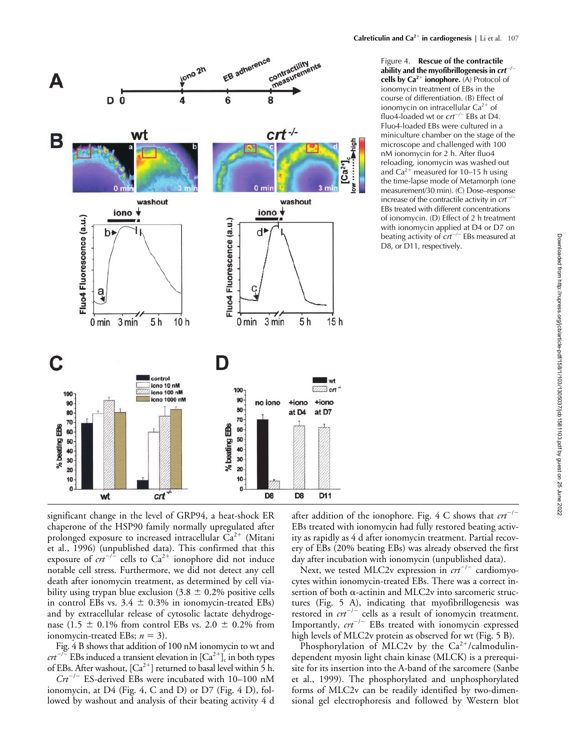A

D 0 4 6 8

iono 2h

EB adherence

contractility measurements

B

wt

$crt^{-/-}$

a b c d

0 min 3 min 0 min 3 min

low high $[Ca^{2+}]_c$

washout iono

washout iono

Fluo4 Fluorescence (a.u.)

0 min 3 min 5 h 10 h

0 min 3 min 5 h 15 h

C

control
iono 10 nM
iono 100 nM
iono 1000 nM

% beating EBs

0 10 20 30 40 50 60 70 80 90 100

wt $crt^{-/-}$

D

wt
$crt^{-/-}$

no iono +iono at D4 +iono at D7

% beating EBs

0 10 20 30 40 50 60 70 80 90 100

D8 D8 D11

Figure 4. **Rescue of the contractile ability and the myofibrillogenesis in $crt^{-/-}$ cells by $Ca^{2+}$ ionophore.** (A) Protocol of ionomycin treatment of EBs in the course of differentiation. (B) Effect of ionomycin on intracellular $Ca^{2+}$ of fluo4-loaded wt or $crt^{-/-}$ EBs at D4. Fluo4-loaded EBs were cultured in a miniculture chamber on the stage of the microscope and challenged with 100 nM ionomycin for 2 h. After fluo4 reloading, ionomycin was washed out and $Ca^{2+}$ measured for 10–15 h using the time-lapse mode of Metamorph (one measurement/30 min). (C) Dose–response increase of the contractile activity in $crt^{-/-}$ EBs treated with different concentrations of ionomycin. (D) Effect of 2 h treatment with ionomycin applied at D4 or D7 on beating activity of $crt^{-/-}$ EBs measured at D8, or D11, respectively.

significant change in the level of GRP94, a heat-shock ER chaperone of the HSP90 family normally upregulated after prolonged exposure to increased intracellular $Ca^{2+}$ (Mitani et al., 1996) (unpublished data). This confirmed that this exposure of $crt^{-/-}$ cells to $Ca^{2+}$ ionophore did not induce notable cell stress. Furthermore, we did not detect any cell death after ionomycin treatment, as determined by cell viability using trypan blue exclusion ($3.8 \pm 0.2\%$ positive cells in control EBs vs. $3.4 \pm 0.3\%$ in ionomycin-treated EBs) and by extracellular release of cytosolic lactate dehydrogenase ($1.5 \pm 0.1\%$ from control EBs vs. $2.0 \pm 0.2\%$ from ionomycin-treated EBs; $n = 3$).

Fig. 4 B shows that addition of 100 nM ionomycin to wt and $crt^{-/-}$ EBs induced a transient elevation in $[Ca^{2+}]_c$ in both types of EBs. After washout, $[Ca^{2+}]$ returned to basal level within 5 h.

$Crt^{-/-}$ ES-derived EBs were incubated with 10–100 nM ionomycin, at D4 (Fig. 4, C and D) or D7 (Fig. 4 D), followed by washout and analysis of their beating activity 4 d after addition of the ionophore. Fig. 4 C shows that $crt^{-/-}$ EBs treated with ionomycin had fully restored beating activity as rapidly as 4 d after ionomycin treatment. Partial recovery of EBs (20% beating EBs) was already observed the first day after incubation with ionomycin (unpublished data).

Next, we tested MLC2v expression in $crt^{-/-}$ cardiomyocytes within ionomycin-treated EBs. There was a correct insertion of both α-actinin and MLC2v into sarcomeric structures (Fig. 5 A), indicating that myofibrillogenesis was restored in $crt^{-/-}$ cells as a result of ionomycin treatment. Importantly, $crt^{-/-}$ EBs treated with ionomycin expressed high levels of MLC2v protein as observed for wt (Fig. 5 B).

Phosphorylation of MLC2v by the $Ca^{2+}$/calmodulin-dependent myosin light chain kinase (MLCK) is a prerequisite for its insertion into the A-band of the sarcomere (Sanbe et al., 1999). The phosphorylated and unphosphorylated forms of MLC2v can be readily identified by two-dimensional gel electrophoresis and followed by Western blot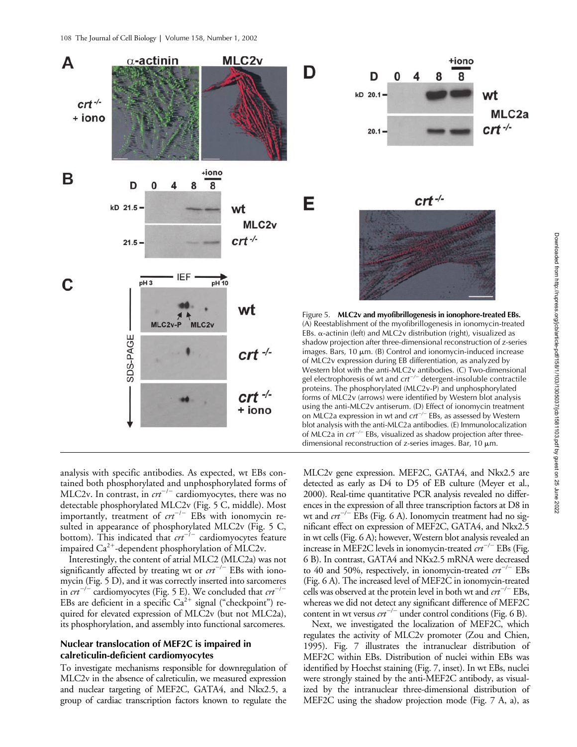Figure 5. **MLC2v and myofibrillogenesis in ionophore-treated EBs.** (A) Reestablishment of the myofibrillogenesis in ionomycin-treated EBs. α-actinin (left) and MLC2v distribution (right), visualized as shadow projection after three-dimensional reconstruction of z-series images. Bars, 10 μm. (B) Control and ionomycin-induced increase of MLC2v expression during EB differentiation, as analyzed by Western blot with the anti-MLC2v antibodies. (C) Two-dimensional gel electrophoresis of wt and *crt*$^{-/-}$ detergent-insoluble contractile proteins. The phosphorylated (MLC2v-P) and unphosphorylated forms of MLC2v (arrows) were identified by Western blot analysis using the anti-MLC2v antiserum. (D) Effect of ionomycin treatment on MLC2a expression in wt and *crt*$^{-/-}$ EBs, as assessed by Western blot analysis with the anti-MLC2a antibodies. (E) Immunolocalization of MLC2a in *crt*$^{-/-}$ EBs, visualized as shadow projection after three-dimensional reconstruction of z-series images. Bar, 10 μm.

analysis with specific antibodies. As expected, wt EBs contained both phosphorylated and unphosphorylated forms of MLC2v. In contrast, in *crt*$^{-/-}$ cardiomyocytes, there was no detectable phosphorylated MLC2v (Fig. 5 C, middle). Most importantly, treatment of *crt*$^{-/-}$ EBs with ionomycin resulted in appearance of phosphorylated MLC2v (Fig. 5 C, bottom). This indicated that *crt*$^{-/-}$ cardiomyocytes feature impaired $Ca^{2+}$-dependent phosphorylation of MLC2v.

Interestingly, the content of atrial MLC2 (MLC2a) was not significantly affected by treating wt or *crt*$^{-/-}$ EBs with ionomycin (Fig. 5 D), and it was correctly inserted into sarcomeres in *crt*$^{-/-}$ cardiomyocytes (Fig. 5 E). We concluded that *crt*$^{-/-}$ EBs are deficient in a specific $Ca^{2+}$ signal ("checkpoint") required for elevated expression of MLC2v (but not MLC2a), its phosphorylation, and assembly into functional sarcomeres.

### Nuclear translocation of MEF2C is impaired in calreticulin-deficient cardiomyocytes

To investigate mechanisms responsible for downregulation of MLC2v in the absence of calreticulin, we measured expression and nuclear targeting of MEF2C, GATA4, and Nkx2.5, a group of cardiac transcription factors known to regulate the MLC2v gene expression. MEF2C, GATA4, and Nkx2.5 are detected as early as D4 to D5 of EB culture (Meyer et al., 2000). Real-time quantitative PCR analysis revealed no differences in the expression of all three transcription factors at D8 in wt and *crt*$^{-/-}$ EBs (Fig. 6 A). Ionomycin treatment had no significant effect on expression of MEF2C, GATA4, and Nkx2.5 in wt cells (Fig. 6 A); however, Western blot analysis revealed an increase in MEF2C levels in ionomycin-treated *crt*$^{-/-}$ EBs (Fig. 6 B). In contrast, GATA4 and NKx2.5 mRNA were decreased to 40 and 50%, respectively, in ionomycin-treated *crt*$^{-/-}$ EBs (Fig. 6 A). The increased level of MEF2C in ionomycin-treated cells was observed at the protein level in both wt and *crt*$^{-/-}$ EBs, whereas we did not detect any significant difference of MEF2C content in wt versus *crt*$^{-/-}$ under control conditions (Fig. 6 B).

Next, we investigated the localization of MEF2C, which regulates the activity of MLC2v promoter (Zou and Chien, 1995). Fig. 7 illustrates the intranuclear distribution of MEF2C within EBs. Distribution of nuclei within EBs was identified by Hoechst staining (Fig. 7, inset). In wt EBs, nuclei were strongly stained by the anti-MEF2C antibody, as visualized by the intranuclear three-dimensional distribution of MEF2C using the shadow projection mode (Fig. 7 A, a), as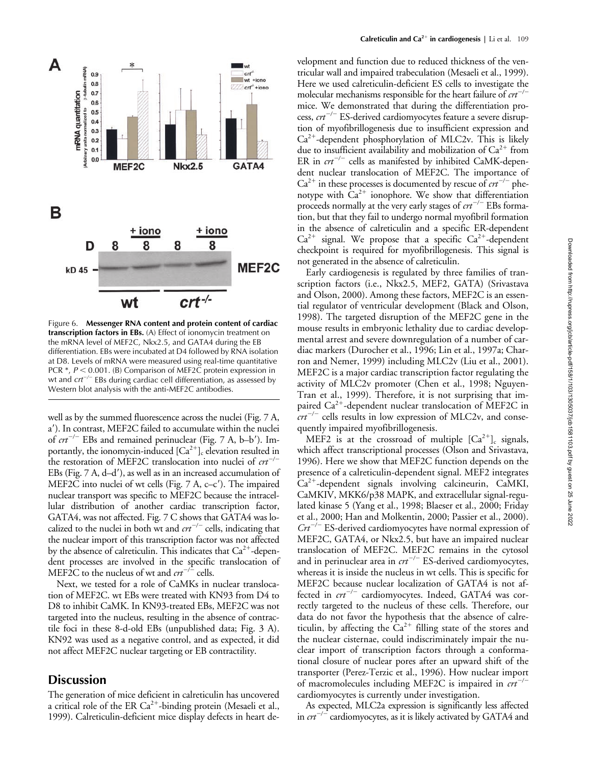A

mRNA quantitation (Arbitrary units normalized to β-tubulin mRNA)

0.9
0.8
0.7
0.6
0.5
0.4
0.3
0.2
0.1
0.0

*

wt
$crt^{-/-}$
wt +iono
$crt^{-/-}$ +iono

MEF2C Nkx2.5 GATA4

B

D 8 + iono 8 8 + iono 8

kD 45

MEF2C

wt $crt^{-/-}$

Figure 6. **Messenger RNA content and protein content of cardiac transcription factors in EBs.** (A) Effect of ionomycin treatment on the mRNA level of MEF2C, Nkx2.5, and GATA4 during the EB differentiation. EBs were incubated at D4 followed by RNA isolation at D8. Levels of mRNA were measured using real-time quantitative PCR *, $P < 0.001$. (B) Comparison of MEF2C protein expression in wt and $crt^{-/-}$ EBs during cardiac cell differentiation, as assessed by Western blot analysis with the anti-MEF2C antibodies.

well as by the summed fluorescence across the nuclei (Fig. 7 A, a′). In contrast, MEF2C failed to accumulate within the nuclei of $crt^{-/-}$ EBs and remained perinuclear (Fig. 7 A, b–b′). Importantly, the ionomycin-induced $[Ca^{2+}]_c$ elevation resulted in the restoration of MEF2C translocation into nuclei of $crt^{-/-}$ EBs (Fig. 7 A, d–d′), as well as in an increased accumulation of MEF2C into nuclei of wt cells (Fig. 7 A, c–c′). The impaired nuclear transport was specific to MEF2C because the intracellular distribution of another cardiac transcription factor, GATA4, was not affected. Fig. 7 C shows that GATA4 was localized to the nuclei in both wt and $crt^{-/-}$ cells, indicating that the nuclear import of this transcription factor was not affected by the absence of calreticulin. This indicates that $Ca^{2+}$-dependent processes are involved in the specific translocation of MEF2C to the nucleus of wt and $crt^{-/-}$ cells.

Next, we tested for a role of CaMKs in nuclear translocation of MEF2C. wt EBs were treated with KN93 from D4 to D8 to inhibit CaMK. In KN93-treated EBs, MEF2C was not targeted into the nucleus, resulting in the absence of contractile foci in these 8-d-old EBs (unpublished data; Fig. 3 A). KN92 was used as a negative control, and as expected, it did not affect MEF2C nuclear targeting or EB contractility.

## Discussion

The generation of mice deficient in calreticulin has uncovered a critical role of the ER $Ca^{2+}$-binding protein (Mesaeli et al., 1999). Calreticulin-deficient mice display defects in heart development and function due to reduced thickness of the ventricular wall and impaired trabeculation (Mesaeli et al., 1999). Here we used calreticulin-deficient ES cells to investigate the molecular mechanisms responsible for the heart failure of $crt^{-/-}$ mice. We demonstrated that during the differentiation process, $crt^{-/-}$ ES-derived cardiomyocytes feature a severe disruption of myofibrillogenesis due to insufficient expression and $Ca^{2+}$-dependent phosphorylation of MLC2v. This is likely due to insufficient availability and mobilization of $Ca^{2+}$ from ER in $crt^{-/-}$ cells as manifested by inhibited CaMK-dependent nuclear translocation of MEF2C. The importance of $Ca^{2+}$ in these processes is documented by rescue of $crt^{-/-}$ phenotype with $Ca^{2+}$ ionophore. We show that differentiation proceeds normally at the very early stages of $crt^{-/-}$ EBs formation, but that they fail to undergo normal myofibril formation in the absence of calreticulin and a specific ER-dependent $Ca^{2+}$ signal. We propose that a specific $Ca^{2+}$-dependent checkpoint is required for myofibrillogenesis. This signal is not generated in the absence of calreticulin.

Early cardiogenesis is regulated by three families of transcription factors (i.e., Nkx2.5, MEF2, GATA) (Srivastava and Olson, 2000). Among these factors, MEF2C is an essential regulator of ventricular development (Black and Olson, 1998). The targeted disruption of the MEF2C gene in the mouse results in embryonic lethality due to cardiac developmental arrest and severe downregulation of a number of cardiac markers (Durocher et al., 1996; Lin et al., 1997a; Charron and Nemer, 1999) including MLC2v (Liu et al., 2001). MEF2C is a major cardiac transcription factor regulating the activity of MLC2v promoter (Chen et al., 1998; Nguyen-Tran et al., 1999). Therefore, it is not surprising that impaired $Ca^{2+}$-dependent nuclear translocation of MEF2C in $crt^{-/-}$ cells results in low expression of MLC2v, and consequently impaired myofibrillogenesis.

MEF2 is at the crossroad of multiple $[Ca^{2+}]_c$ signals, which affect transcriptional processes (Olson and Srivastava, 1996). Here we show that MEF2C function depends on the presence of a calreticulin-dependent signal. MEF2 integrates $Ca^{2+}$-dependent signals involving calcineurin, CaMKI, CaMKIV, MKK6/p38 MAPK, and extracellular signal-regulated kinase 5 (Yang et al., 1998; Blaeser et al., 2000; Friday et al., 2000; Han and Molkentin, 2000; Passier et al., 2000). $Crt^{-/-}$ ES-derived cardiomyocytes have normal expression of MEF2C, GATA4, or Nkx2.5, but have an impaired nuclear translocation of MEF2C. MEF2C remains in the cytosol and in perinuclear area in $crt^{-/-}$ ES-derived cardiomyocytes, whereas it is inside the nucleus in wt cells. This is specific for MEF2C because nuclear localization of GATA4 is not affected in $crt^{-/-}$ cardiomyocytes. Indeed, GATA4 was correctly targeted to the nucleus of these cells. Therefore, our data do not favor the hypothesis that the absence of calreticulin, by affecting the $Ca^{2+}$ filling state of the stores and the nuclear cisternae, could indiscriminately impair the nuclear import of transcription factors through a conformational closure of nuclear pores after an upward shift of the transporter (Perez-Terzic et al., 1996). How nuclear import of macromolecules including MEF2C is impaired in $crt^{-/-}$ cardiomyocytes is currently under investigation.

As expected, MLC2a expression is significantly less affected in $crt^{-/-}$ cardiomyocytes, as it is likely activated by GATA4 and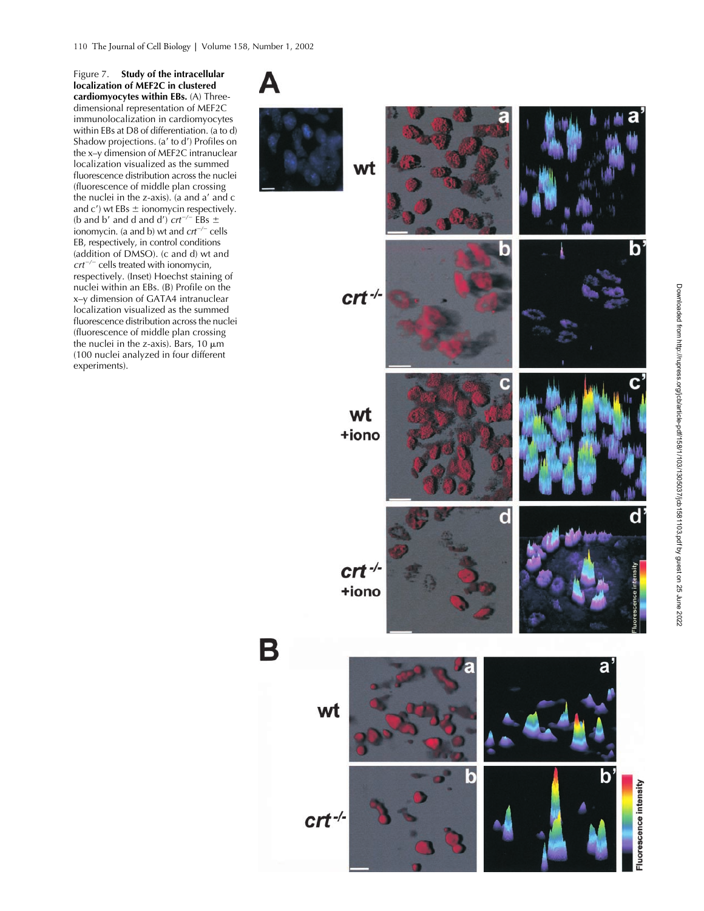Figure 7. **Study of the intracellular localization of MEF2C in clustered cardiomyocytes within EBs.** (A) Three-dimensional representation of MEF2C immunolocalization in cardiomyocytes within EBs at D8 of differentiation. (a to d) Shadow projections. (a′ to d′) Profiles on the x–y dimension of MEF2C intranuclear localization visualized as the summed fluorescence distribution across the nuclei (fluorescence of middle plan crossing the nuclei in the z-axis). (a and a′ and c and c′) wt EBs ± ionomycin respectively. (b and b′ and d and d′) *crt*$^{-/-}$ EBs ± ionomycin. (a and b) wt and *crt*$^{-/-}$ cells EB, respectively, in control conditions (addition of DMSO). (c and d) wt and *crt*$^{-/-}$ cells treated with ionomycin, respectively. (Inset) Hoechst staining of nuclei within an EBs. (B) Profile on the x–y dimension of GATA4 intranuclear localization visualized as the summed fluorescence distribution across the nuclei (fluorescence of middle plan crossing the nuclei in the z-axis). Bars, 10 μm (100 nuclei analyzed in four different experiments).

A

wt

a

a′

crt-/-

b

b′

wt
+iono

c

c′

crt-/-
+iono

d

d′

Fluorescence intensity

B

wt

a

a′

crt-/-

b

b′

Fluorescence intensity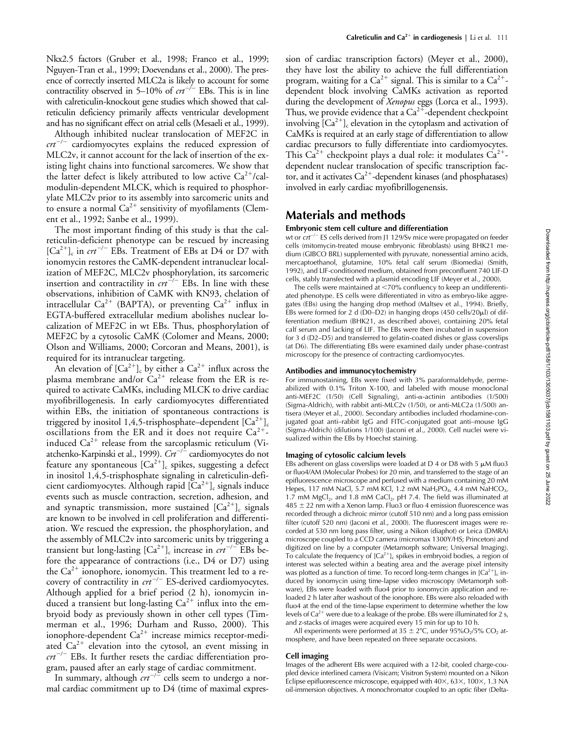Nkx2.5 factors (Gruber et al., 1998; Franco et al., 1999; Nguyen-Tran et al., 1999; Doevendans et al., 2000). The presence of correctly inserted MLC2a is likely to account for some contractility observed in 5–10% of $crt^{-/-}$ EBs. This is in line with calreticulin-knockout gene studies which showed that calreticulin deficiency primarily affects ventricular development and has no significant effect on atrial cells (Mesaeli et al., 1999).

Although inhibited nuclear translocation of MEF2C in $crt^{-/-}$ cardiomyocytes explains the reduced expression of MLC2v, it cannot account for the lack of insertion of the existing light chains into functional sarcomeres. We show that the latter defect is likely attributed to low active $Ca^{2+}$/calmodulin-dependent MLCK, which is required to phosphorylate MLC2v prior to its assembly into sarcomeric units and to ensure a normal $Ca^{2+}$ sensitivity of myofilaments (Clement et al., 1992; Sanbe et al., 1999).

The most important finding of this study is that the calreticulin-deficient phenotype can be rescued by increasing $[Ca^{2+}]_c$ in $crt^{-/-}$ EBs. Treatment of EBs at D4 or D7 with ionomycin restores the CaMK-dependent intranuclear localization of MEF2C, MLC2v phosphorylation, its sarcomeric insertion and contractility in $crt^{-/-}$ EBs. In line with these observations, inhibition of CaMK with KN93, chelation of intracellular $Ca^{2+}$ (BAPTA), or preventing $Ca^{2+}$ influx in EGTA-buffered extracellular medium abolishes nuclear localization of MEF2C in wt EBs. Thus, phosphorylation of MEF2C by a cytosolic CaMK (Colomer and Means, 2000; Olson and Williams, 2000; Corcoran and Means, 2001), is required for its intranuclear targeting.

An elevation of $[Ca^{2+}]_c$ by either a $Ca^{2+}$ influx across the plasma membrane and/or $Ca^{2+}$ release from the ER is required to activate CaMKs, including MLCK to drive cardiac myofibrillogenesis. In early cardiomyocytes differentiated within EBs, the initiation of spontaneous contractions is triggered by inositol 1,4,5-trisphosphate–dependent $[Ca^{2+}]_c$ oscillations from the ER and it does not require $Ca^{2+}$-induced $Ca^{2+}$ release from the sarcoplasmic reticulum (Viatchenko-Karpinski et al., 1999). $Crt^{-/-}$ cardiomyocytes do not feature any spontaneous $[Ca^{2+}]_c$ spikes, suggesting a defect in inositol 1,4,5-trisphosphate signaling in calreticulin-deficient cardiomyocytes. Although rapid $[Ca^{2+}]_c$ signals induce events such as muscle contraction, secretion, adhesion, and and synaptic transmission, more sustained $[Ca^{2+}]_c$ signals are known to be involved in cell proliferation and differentiation. We rescued the expression, the phosphorylation, and the assembly of MLC2v into sarcomeric units by triggering a transient but long-lasting $[Ca^{2+}]_c$ increase in $crt^{-/-}$ EBs before the appearance of contractions (i.e., D4 or D7) using the $Ca^{2+}$ ionophore, ionomycin. This treatment led to a recovery of contractility in $crt^{-/-}$ ES-derived cardiomyocytes. Although applied for a brief period (2 h), ionomycin induced a transient but long-lasting $Ca^{2+}$ influx into the embryoid body as previously shown in other cell types (Timmerman et al., 1996; Durham and Russo, 2000). This ionophore-dependent $Ca^{2+}$ increase mimics receptor-mediated $Ca^{2+}$ elevation into the cytosol, an event missing in $crt^{-/-}$ EBs. It further resets the cardiac differentiation program, paused after an early stage of cardiac commitment.

In summary, although $crt^{-/-}$ cells seem to undergo a normal cardiac commitment up to D4 (time of maximal expression of cardiac transcription factors) (Meyer et al., 2000), they have lost the ability to achieve the full differentiation program, waiting for a $Ca^{2+}$ signal. This is similar to a $Ca^{2+}$-dependent block involving CaMKs activation as reported during the development of *Xenopus* eggs (Lorca et al., 1993). Thus, we provide evidence that a $Ca^{2+}$-dependent checkpoint involving $[Ca^{2+}]_c$ elevation in the cytoplasm and activation of CaMKs is required at an early stage of differentiation to allow cardiac precursors to fully differentiate into cardiomyocytes. This $Ca^{2+}$ checkpoint plays a dual role: it modulates $Ca^{2+}$-dependent nuclear translocation of specific transcription factor, and it activates $Ca^{2+}$-dependent kinases (and phosphatases) involved in early cardiac myofibrillogenesis.

## Materials and methods

### Embryonic stem cell culture and differentiation

wt or $crt^{-/-}$ ES cells derived from J1 129/Sv mice were propagated on feeder cells (mitomycin-treated mouse embryonic fibroblasts) using BHK21 medium (GIBCO BRL) supplemented with pyruvate, nonessential amino acids, mercaptoethanol, glutamine, 10% fetal calf serum (Biomedia) (Smith, 1992), and LIF-conditioned medium, obtained from preconfluent 740 LIF-D cells, stably transfected with a plasmid encoding LIF (Meyer et al., 2000).

The cells were maintained at <70% confluency to keep an undifferentiated phenotype. ES cells were differentiated in vitro as embryo-like aggregates (EBs) using the hanging drop method (Maltsev et al., 1994). Briefly, EBs were formed for 2 d (D0–D2) in hanging drops (450 cells/20μl) of differentiation medium (BHK21, as described above), containing 20% fetal calf serum and lacking of LIF. The EBs were then incubated in suspension for 3 d (D2–D5) and transferred to gelatin-coated dishes or glass coverslips (at D6). The differentiating EBs were examined daily under phase-contrast microscopy for the presence of contracting cardiomyocytes.

### Antibodies and immunocytochemistry

For immunostaining, EBs were fixed with 3% paraformaldehyde, permeabilized with 0.1% Triton X-100, and labeled with mouse monoclonal anti-MEF2C (1/50) (Cell Signaling), anti-α-actinin antibodies (1/500) (Sigma-Aldrich), with rabbit anti-MLC2v (1/50), or anti-MLC2a (1/500) antisera (Meyer et al., 2000). Secondary antibodies included rhodamine-conjugated goat anti–rabbit IgG and FITC-conjugated goat anti–mouse IgG (Sigma-Aldrich) (dilutions 1/100) (Jaconi et al., 2000). Cell nuclei were visualized within the EBs by Hoechst staining.

### Imaging of cytosolic calcium levels

EBs adherent on glass coverslips were loaded at D 4 or D8 with 5 μM fluo3 or fluo4/AM (Molecular Probes) for 20 min, and transferred to the stage of an epifluorescence microscope and perfused with a medium containing 20 mM Hepes, 117 mM NaCl, 5.7 mM KCl, 1.2 mM $NaH_2PO_4$, 4.4 mM $NaHCO_3$, 1.7 mM $MgCl_2$, and 1.8 mM $CaCl_2$, pH 7.4. The field was illuminated at 485 ± 22 nm with a Xenon lamp. Fluo3 or fluo 4 emission fluorescence was recorded through a dichroic mirror (cutoff 510 nm) and a long pass emission filter (cutoff 520 nm) (Jaconi et al., 2000). The fluorescent images were recorded at 530 nm long pass filter, using a Nikon (diaphot) or Leica (DMRA) microscope coupled to a CCD camera (micromax 1300Y/HS; Princeton) and digitized on line by a computer (Metamorph software; Universal Imaging). To calculate the frequency of $[Ca^{2+}]_c$ spikes in embryoid bodies, a region of interest was selected within a beating area and the average pixel intensity was plotted as a function of time. To record long-term changes in $[Ca^{2+}]_c$ induced by ionomycin using time-lapse video microscopy (Metamorph software), EBs were loaded with fluo4 prior to ionomycin application and reloaded 2 h later after washout of the ionophore. EBs were also reloaded with fluo4 at the end of the time-lapse experiment to determine whether the low levels of $Ca^{2+}$ were due to a leakage of the probe. EBs were illuminated for 2 s, and z-stacks of images were acquired every 15 min for up to 10 h.

All experiments were performed at 35 ± 2°C, under 95%$O_2$/5% $CO_2$ atmosphere, and have been repeated on three separate occasions.

### Cell imaging

Images of the adherent EBs were acquired with a 12-bit, cooled charge-coupled device interlined camera (Visicam; Visitron System) mounted on a Nikon Eclipse epifluorescence microscope, equipped with 40×, 63×, 100×, 1.3 NA oil-immersion objectives. A monochromator coupled to an optic fiber (Delta-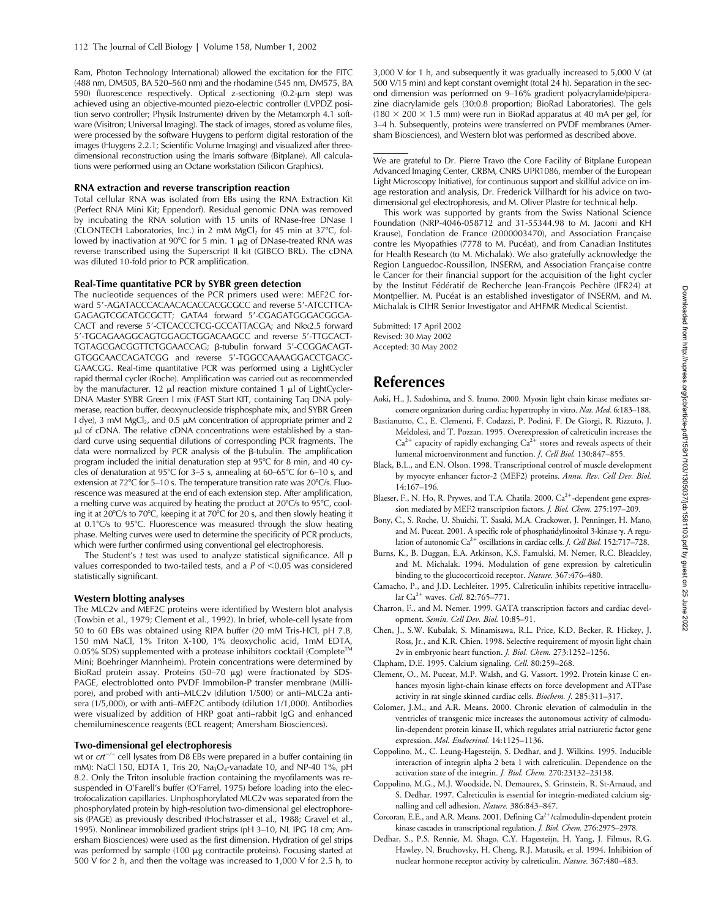Ram, Photon Technology International) allowed the excitation for the FITC (488 nm, DM505, BA 520–560 nm) and the rhodamine (545 nm, DM575, BA 590) fluorescence respectively. Optical z-sectioning (0.2-μm step) was achieved using an objective-mounted piezo-electric controller (LVPDZ position servo controller; Physik Instrumente) driven by the Metamorph 4.1 software (Visitron; Universal Imaging). The stack of images, stored as volume files, were processed by the software Huygens to perform digital restoration of the images (Huygens 2.2.1; Scientific Volume Imaging) and visualized after three-dimensional reconstruction using the Imaris software (Bitplane). All calculations were performed using an Octane workstation (Silicon Graphics).

### RNA extraction and reverse transcription reaction

Total cellular RNA was isolated from EBs using the RNA Extraction Kit (Perfect RNA Mini Kit; Eppendorf). Residual genomic DNA was removed by incubating the RNA solution with 15 units of RNase-free DNase I (CLONTECH Laboratories, Inc.) in 2 mM $MgCl_2$ for 45 min at 37°C, followed by inactivation at 90°C for 5 min. 1 μg of DNase-treated RNA was reverse transcribed using the Superscript II kit (GIBCO BRL). The cDNA was diluted 10-fold prior to PCR amplification.

### Real-Time quantitative PCR by SYBR green detection

The nucleotide sequences of the PCR primers used were: MEF2C forward 5′-AGATACCCACAACACACCACGCGCC and reverse 5′-ATCCTTCA-GAGAGTCGCATGCGCTT; GATA4 forward 5′-CGAGATGGGACGGGA-CACT and reverse 5′-CTCACCCTCG-GCCATTACGA; and Nkx2.5 forward 5′-TGCAGAAGGCAGTGGAGCTGGACAAGCC and reverse 5′-TTGCACT-TGTAGCGACGGTTCTGGAACCAG; β-tubulin forward 5′-CCGGACAGT-GTGGCAACCAGATCGG and reverse 5′-TGGCCAAAAGGACCTGAGC-GAACGG. Real-time quantitative PCR was performed using a LightCycler rapid thermal cycler (Roche). Amplification was carried out as recommended by the manufacturer. 12 μl reaction mixture contained 1 μl of LightCycler-DNA Master SYBR Green I mix (FAST Start KIT, containing Taq DNA polymerase, reaction buffer, deoxynucleoside trisphosphate mix, and SYBR Green I dye), 3 mM $MgCl_2$, and 0.5 μM concentration of appropriate primer and 2 μl of cDNA. The relative cDNA concentrations were established by a standard curve using sequential dilutions of corresponding PCR fragments. The data were normalized by PCR analysis of the β-tubulin. The amplification program included the initial denaturation step at 95°C for 8 min, and 40 cycles of denaturation at 95°C for 3–5 s, annealing at 60–65°C for 6–10 s, and extension at 72°C for 5–10 s. The temperature transition rate was 20°C/s. Fluorescence was measured at the end of each extension step. After amplification, a melting curve was acquired by heating the product at 20°C/s to 95°C, cooling it at 20°C/s to 70°C, keeping it at 70°C for 20 s, and then slowly heating it at 0.1°C/s to 95°C. Fluorescence was measured through the slow heating phase. Melting curves were used to determine the specificity of PCR products, which were further confirmed using conventional gel electrophoresis.

The Student's *t* test was used to analyze statistical significance. All p values corresponded to two-tailed tests, and a $P$ of $<0.05$ was considered statistically significant.

### Western blotting analyses

The MLC2v and MEF2C proteins were identified by Western blot analysis (Towbin et al., 1979; Clement et al., 1992). In brief, whole-cell lysate from 50 to 60 EBs was obtained using RIPA buffer (20 mM Tris-HCl, pH 7.8, 150 mM NaCl, 1% Triton X-100, 1% deoxycholic acid, 1mM EDTA, 0.05% SDS) supplemented with a protease inhibitors cocktail (Complete™ Mini; Boehringer Mannheim). Protein concentrations were determined by BioRad protein assay. Proteins (50–70 μg) were fractionated by SDS-PAGE, electroblotted onto PVDF Immobilon-P transfer membrane (Millipore), and probed with anti–MLC2v (dilution 1/500) or anti–MLC2a antisera (1/5,000), or with anti–MEF2C antibody (dilution 1/1,000). Antibodies were visualized by addition of HRP goat anti–rabbit IgG and enhanced chemiluminescence reagents (ECL reagent; Amersham Biosciences).

### Two-dimensional gel electrophoresis

wt or $crt^{-/-}$ cell lysates from D8 EBs were prepared in a buffer containing (in mM): NaCl 150, EDTA 1, Tris 20, $Na_3O_4$-vanadate 10, and NP-40 1%, pH 8.2. Only the Triton insoluble fraction containing the myofilaments was resuspended in O'Farell's buffer (O'Farrel, 1975) before loading into the electrofocalization capillaries. Unphosphorylated MLC2v was separated from the phosphorylated protein by high-resolution two-dimensional gel electrophoresis (PAGE) as previously described (Hochstrasser et al., 1988; Gravel et al., 1995). Nonlinear immobilized gradient strips (pH 3–10, NL IPG 18 cm; Amersham Biosciences) were used as the first dimension. Hydration of gel strips was performed by sample (100 μg contractile proteins). Focusing started at 500 V for 2 h, and then the voltage was increased to 1,000 V for 2.5 h, to 3,000 V for 1 h, and subsequently it was gradually increased to 5,000 V (at 500 V/15 min) and kept constant overnight (total 24 h). Separation in the second dimension was performed on 9–16% gradient polyacrylamide/piperazine diacrylamide gels (30:0.8 proportion; BioRad Laboratories). The gels (180 × 200 × 1.5 mm) were run in BioRad apparatus at 40 mA per gel, for 3–4 h. Subsequently, proteins were transferred on PVDF membranes (Amersham Biosciences), and Western blot was performed as described above.

---

We are grateful to Dr. Pierre Travo (the Core Facility of Bitplane European Advanced Imaging Center, CRBM, CNRS UPR1086, member of the European Light Microscopy Initiative), for continuous support and skillful advice on image restoration and analysis, Dr. Frederick Villhardt for his advice on two-dimensional gel electrophoresis, and M. Oliver Plastre for technical help.

This work was supported by grants from the Swiss National Science Foundation (NRP-4046-058712 and 31-55344.98 to M. Jaconi and KH Krause), Fondation de France (2000003470), and Association Française contre les Myopathies (7778 to M. Pucéat), and from Canadian Institutes for Health Research (to M. Michalak). We also gratefully acknowledge the Region Languedoc-Roussillon, INSERM, and Association Française contre le Cancer for their financial support for the acquisition of the light cycler by the Institut Fédératif de Recherche Jean-François Pechère (IFR24) at Montpellier. M. Pucéat is an established investigator of INSERM, and M. Michalak is CIHR Senior Investigator and AHFMR Medical Scientist.

Submitted: 17 April 2002
Revised: 30 May 2002
Accepted: 30 May 2002

## References

Aoki, H., J. Sadoshima, and S. Izumo. 2000. Myosin light chain kinase mediates sarcomere organization during cardiac hypertrophy in vitro. *Nat. Med.* 6:183–188.

Bastianutto, C., E. Clementi, F. Codazzi, P. Podini, F. De Giorgi, R. Rizzuto, J. Meldolesi, and T. Pozzan. 1995. Overexpression of calreticulin increases the $Ca^{2+}$ capacity of rapidly exchanging $Ca^{2+}$ stores and reveals aspects of their lumenal microenvironment and function. *J. Cell Biol.* 130:847–855.

Black, B.L., and E.N. Olson. 1998. Transcriptional control of muscle development by myocyte enhancer factor-2 (MEF2) proteins. *Annu. Rev. Cell Dev. Biol.* 14:167–196.

Blaeser, F., N. Ho, R. Prywes, and T.A. Chatila. 2000. $Ca^{2+}$-dependent gene expression mediated by MEF2 transcription factors. *J. Biol. Chem.* 275:197–209.

Bony, C., S. Roche, U. Shuichi, T. Sasaki, M.A. Crackower, J. Penninger, H. Mano, and M. Puceat. 2001. A specific role of phosphatidylinositol 3-kinase γ. A regulation of autonomic $Ca^{2+}$ oscillations in cardiac cells. *J. Cell Biol.* 152:717–728.

Burns, K., B. Duggan, E.A. Atkinson, K.S. Famulski, M. Nemer, R.C. Bleackley, and M. Michalak. 1994. Modulation of gene expression by calreticulin binding to the glucocorticoid receptor. *Nature.* 367:476–480.

Camacho, P., and J.D. Lechleiter. 1995. Calreticulin inhibits repetitive intracellular $Ca^{2+}$ waves. *Cell.* 82:765–771.

Charron, F., and M. Nemer. 1999. GATA transcription factors and cardiac development. *Semin. Cell Dev. Biol.* 10:85–91.

Chen, J., S.W. Kubalak, S. Minamisawa, R.L. Price, K.D. Becker, R. Hickey, J. Ross, Jr., and K.R. Chien. 1998. Selective requirement of myosin light chain 2v in embryonic heart function. *J. Biol. Chem.* 273:1252–1256.

Clapham, D.E. 1995. Calcium signaling. *Cell.* 80:259–268.

Clement, O., M. Puceat, M.P. Walsh, and G. Vassort. 1992. Protein kinase C enhances myosin light-chain kinase effects on force development and ATPase activity in rat single skinned cardiac cells. *Biochem. J.* 285:311–317.

Colomer, J.M., and A.R. Means. 2000. Chronic elevation of calmodulin in the ventricles of transgenic mice increases the autonomous activity of calmodulin-dependent protein kinase II, which regulates atrial natriuretic factor gene expression. *Mol. Endocrinol.* 14:1125–1136.

Coppolino, M., C. Leung-Hagesteijn, S. Dedhar, and J. Wilkins. 1995. Inducible interaction of integrin alpha 2 beta 1 with calreticulin. Dependence on the activation state of the integrin. *J. Biol. Chem.* 270:23132–23138.

Coppolino, M.G., M.J. Woodside, N. Demaurex, S. Grinstein, R. St-Arnaud, and S. Dedhar. 1997. Calreticulin is essential for integrin-mediated calcium signalling and cell adhesion. *Nature.* 386:843–847.

Corcoran, E.E., and A.R. Means. 2001. Defining $Ca^{2+}$/calmodulin-dependent protein kinase cascades in transcriptional regulation. *J. Biol. Chem.* 276:2975–2978.

Dedhar, S., P.S. Rennie, M. Shago, C.Y. Hagesteijn, H. Yang, J. Filmus, R.G. Hawley, N. Bruchovsky, H. Cheng, R.J. Matusik, et al. 1994. Inhibition of nuclear hormone receptor activity by calreticulin. *Nature.* 367:480–483.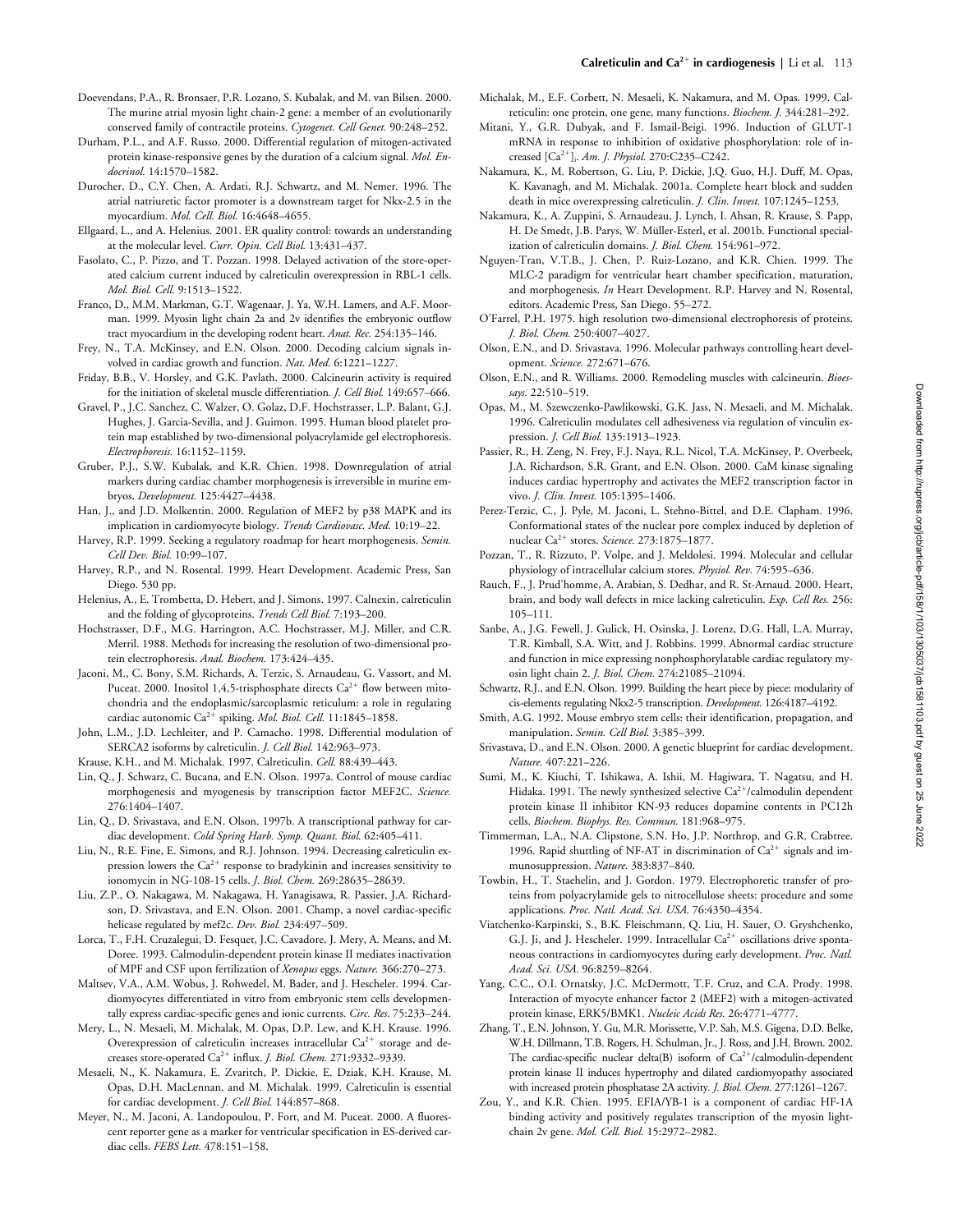Doevendans, P.A., R. Bronsaer, P.R. Lozano, S. Kubalak, and M. van Bilsen. 2000. The murine atrial myosin light chain-2 gene: a member of an evolutionarily conserved family of contractile proteins. *Cytogenet. Cell Genet.* 90:248–252.

Durham, P.L., and A.F. Russo. 2000. Differential regulation of mitogen-activated protein kinase-responsive genes by the duration of a calcium signal. *Mol. Endocrinol.* 14:1570–1582.

Durocher, D., C.Y. Chen, A. Ardati, R.J. Schwartz, and M. Nemer. 1996. The atrial natriuretic factor promoter is a downstream target for Nkx-2.5 in the myocardium. *Mol. Cell. Biol.* 16:4648–4655.

Ellgaard, L., and A. Helenius. 2001. ER quality control: towards an understanding at the molecular level. *Curr. Opin. Cell Biol.* 13:431–437.

Fasolato, C., P. Pizzo, and T. Pozzan. 1998. Delayed activation of the store-operated calcium current induced by calreticulin overexpression in RBL-1 cells. *Mol. Biol. Cell.* 9:1513–1522.

Franco, D., M.M. Markman, G.T. Wagenaar, J. Ya, W.H. Lamers, and A.F. Moorman. 1999. Myosin light chain 2a and 2v identifies the embryonic outflow tract myocardium in the developing rodent heart. *Anat. Rec.* 254:135–146.

Frey, N., T.A. McKinsey, and E.N. Olson. 2000. Decoding calcium signals involved in cardiac growth and function. *Nat. Med.* 6:1221–1227.

Friday, B.B., V. Horsley, and G.K. Pavlath. 2000. Calcineurin activity is required for the initiation of skeletal muscle differentiation. *J. Cell Biol.* 149:657–666.

Gravel, P., J.C. Sanchez, C. Walzer, O. Golaz, D.F. Hochstrasser, L.P. Balant, G.J. Hughes, J. Garcia-Sevilla, and J. Guimon. 1995. Human blood platelet protein map established by two-dimensional polyacrylamide gel electrophoresis. *Electrophoresis.* 16:1152–1159.

Gruber, P.J., S.W. Kubalak, and K.R. Chien. 1998. Downregulation of atrial markers during cardiac chamber morphogenesis is irreversible in murine embryos. *Development.* 125:4427–4438.

Han, J., and J.D. Molkentin. 2000. Regulation of MEF2 by p38 MAPK and its implication in cardiomyocyte biology. *Trends Cardiovasc. Med.* 10:19–22.

Harvey, R.P. 1999. Seeking a regulatory roadmap for heart morphogenesis. *Semin. Cell Dev. Biol.* 10:99–107.

Harvey, R.P., and N. Rosental. 1999. Heart Development. Academic Press, San Diego. 530 pp.

Helenius, A., E. Trombetta, D. Hebert, and J. Simons. 1997. Calnexin, calreticulin and the folding of glycoproteins. *Trends Cell Biol.* 7:193–200.

Hochstrasser, D.F., M.G. Harrington, A.C. Hochstrasser, M.J. Miller, and C.R. Merril. 1988. Methods for increasing the resolution of two-dimensional protein electrophoresis. *Anal. Biochem.* 173:424–435.

Jaconi, M., C. Bony, S.M. Richards, A. Terzic, S. Arnaudeau, G. Vassort, and M. Puceat. 2000. Inositol 1,4,5-trisphosphate directs $Ca^{2+}$ flow between mitochondria and the endoplasmic/sarcoplasmic reticulum: a role in regulating cardiac autonomic $Ca^{2+}$ spiking. *Mol. Biol. Cell.* 11:1845–1858.

John, L.M., J.D. Lechleiter, and P. Camacho. 1998. Differential modulation of SERCA2 isoforms by calreticulin. *J. Cell Biol.* 142:963–973.

Krause, K.H., and M. Michalak. 1997. Calreticulin. *Cell.* 88:439–443.

Lin, Q., J. Schwarz, C. Bucana, and E.N. Olson. 1997a. Control of mouse cardiac morphogenesis and myogenesis by transcription factor MEF2C. *Science.* 276:1404–1407.

Lin, Q., D. Srivastava, and E.N. Olson. 1997b. A transcriptional pathway for cardiac development. *Cold Spring Harb. Symp. Quant. Biol.* 62:405–411.

Liu, N., R.E. Fine, E. Simons, and R.J. Johnson. 1994. Decreasing calreticulin expression lowers the $Ca^{2+}$ response to bradykinin and increases sensitivity to ionomycin in NG-108-15 cells. *J. Biol. Chem.* 269:28635–28639.

Liu, Z.P., O. Nakagawa, M. Nakagawa, H. Yanagisawa, R. Passier, J.A. Richardson, D. Srivastava, and E.N. Olson. 2001. Champ, a novel cardiac-specific helicase regulated by mef2c. *Dev. Biol.* 234:497–509.

Lorca, T., F.H. Cruzalegui, D. Fesquet, J.C. Cavadore, J. Mery, A. Means, and M. Doree. 1993. Calmodulin-dependent protein kinase II mediates inactivation of MPF and CSF upon fertilization of *Xenopus* eggs. *Nature.* 366:270–273.

Maltsev, V.A., A.M. Wobus, J. Rohwedel, M. Bader, and J. Hescheler. 1994. Cardiomyocytes differentiated in vitro from embryonic stem cells developmentally express cardiac-specific genes and ionic currents. *Circ. Res.* 75:233–244.

Mery, L., N. Mesaeli, M. Michalak, M. Opas, D.P. Lew, and K.H. Krause. 1996. Overexpression of calreticulin increases intracellular $Ca^{2+}$ storage and decreases store-operated $Ca^{2+}$ influx. *J. Biol. Chem.* 271:9332–9339.

Mesaeli, N., K. Nakamura, E. Zvaritch, P. Dickie, E. Dziak, K.H. Krause, M. Opas, D.H. MacLennan, and M. Michalak. 1999. Calreticulin is essential for cardiac development. *J. Cell Biol.* 144:857–868.

Meyer, N., M. Jaconi, A. Landopoulou, P. Fort, and M. Puceat. 2000. A fluorescent reporter gene as a marker for ventricular specification in ES-derived cardiac cells. *FEBS Lett.* 478:151–158.

Michalak, M., E.F. Corbett, N. Mesaeli, K. Nakamura, and M. Opas. 1999. Calreticulin: one protein, one gene, many functions. *Biochem. J.* 344:281–292.

Mitani, Y., G.R. Dubyak, and F. Ismail-Beigi. 1996. Induction of GLUT-1 mRNA in response to inhibition of oxidative phosphorylation: role of increased $[Ca^{2+}]_i$. *Am. J. Physiol.* 270:C235–C242.

Nakamura, K., M. Robertson, G. Liu, P. Dickie, J.Q. Guo, H.J. Duff, M. Opas, K. Kavanagh, and M. Michalak. 2001a. Complete heart block and sudden death in mice overexpressing calreticulin. *J. Clin. Invest.* 107:1245–1253.

Nakamura, K., A. Zuppini, S. Arnaudeau, J. Lynch, I. Ahsan, R. Krause, S. Papp, H. De Smedt, J.B. Parys, W. Müller-Esterl, et al. 2001b. Functional specialization of calreticulin domains. *J. Biol. Chem.* 154:961–972.

Nguyen-Tran, V.T.B., J. Chen, P. Ruiz-Lozano, and K.R. Chien. 1999. The MLC-2 paradigm for ventricular heart chamber specification, maturation, and morphogenesis. *In* Heart Development. R.P. Harvey and N. Rosental, editors. Academic Press, San Diego. 55–272.

O'Farrel, P.H. 1975. high resolution two-dimensional electrophoresis of proteins. *J. Biol. Chem.* 250:4007–4027.

Olson, E.N., and D. Srivastava. 1996. Molecular pathways controlling heart development. *Science.* 272:671–676.

Olson, E.N., and R. Williams. 2000. Remodeling muscles with calcineurin. *Bioessays.* 22:510–519.

Opas, M., M. Szewczenko-Pawlikowski, G.K. Jass, N. Mesaeli, and M. Michalak. 1996. Calreticulin modulates cell adhesiveness via regulation of vinculin expression. *J. Cell Biol.* 135:1913–1923.

Passier, R., H. Zeng, N. Frey, F.J. Naya, R.L. Nicol, T.A. McKinsey, P. Overbeek, J.A. Richardson, S.R. Grant, and E.N. Olson. 2000. CaM kinase signaling induces cardiac hypertrophy and activates the MEF2 transcription factor in vivo. *J. Clin. Invest.* 105:1395–1406.

Perez-Terzic, C., J. Pyle, M. Jaconi, L. Stehno-Bittel, and D.E. Clapham. 1996. Conformational states of the nuclear pore complex induced by depletion of nuclear $Ca^{2+}$ stores. *Science.* 273:1875–1877.

Pozzan, T., R. Rizzuto, P. Volpe, and J. Meldolesi. 1994. Molecular and cellular physiology of intracellular calcium stores. *Physiol. Rev.* 74:595–636.

Rauch, F., J. Prud'homme, A. Arabian, S. Dedhar, and R. St-Arnaud. 2000. Heart, brain, and body wall defects in mice lacking calreticulin. *Exp. Cell Res.* 256:105–111.

Sanbe, A., J.G. Fewell, J. Gulick, H. Osinska, J. Lorenz, D.G. Hall, L.A. Murray, T.R. Kimball, S.A. Witt, and J. Robbins. 1999. Abnormal cardiac structure and function in mice expressing nonphosphorylatable cardiac regulatory myosin light chain 2. *J. Biol. Chem.* 274:21085–21094.

Schwartz, R.J., and E.N. Olson. 1999. Building the heart piece by piece: modularity of cis-elements regulating Nkx2-5 transcription. *Development.* 126:4187–4192.

Smith, A.G. 1992. Mouse embryo stem cells: their identification, propagation, and manipulation. *Semin. Cell Biol.* 3:385–399.

Srivastava, D., and E.N. Olson. 2000. A genetic blueprint for cardiac development. *Nature.* 407:221–226.

Sumi, M., K. Kiuchi, T. Ishikawa, A. Ishii, M. Hagiwara, T. Nagatsu, and H. Hidaka. 1991. The newly synthesized selective $Ca^{2+}$/calmodulin dependent protein kinase II inhibitor KN-93 reduces dopamine contents in PC12h cells. *Biochem. Biophys. Res. Commun.* 181:968–975.

Timmerman, L.A., N.A. Clipstone, S.N. Ho, J.P. Northrop, and G.R. Crabtree. 1996. Rapid shuttling of NF-AT in discrimination of $Ca^{2+}$ signals and immunosuppression. *Nature.* 383:837–840.

Towbin, H., T. Staehelin, and J. Gordon. 1979. Electrophoretic transfer of proteins from polyacrylamide gels to nitrocellulose sheets: procedure and some applications. *Proc. Natl. Acad. Sci. USA.* 76:4350–4354.

Viatchenko-Karpinski, S., B.K. Fleischmann, Q. Liu, H. Sauer, O. Gryshchenko, G.J. Ji, and J. Hescheler. 1999. Intracellular $Ca^{2+}$ oscillations drive spontaneous contractions in cardiomyocytes during early development. *Proc. Natl. Acad. Sci. USA.* 96:8259–8264.

Yang, C.C., O.I. Ornatsky, J.C. McDermott, T.F. Cruz, and C.A. Prody. 1998. Interaction of myocyte enhancer factor 2 (MEF2) with a mitogen-activated protein kinase, ERK5/BMK1. *Nucleic Acids Res.* 26:4771–4777.

Zhang, T., E.N. Johnson, Y. Gu, M.R. Morissette, V.P. Sah, M.S. Gigena, D.D. Belke, W.H. Dillmann, T.B. Rogers, H. Schulman, Jr., J. Ross, and J.H. Brown. 2002. The cardiac-specific nuclear delta(B) isoform of $Ca^{2+}$/calmodulin-dependent protein kinase II induces hypertrophy and dilated cardiomyopathy associated with increased protein phosphatase 2A activity. *J. Biol. Chem.* 277:1261–1267.

Zou, Y., and K.R. Chien. 1995. EFIA/YB-1 is a component of cardiac HF-1A binding activity and positively regulates transcription of the myosin light-chain 2v gene. *Mol. Cell. Biol.* 15:2972–2982.